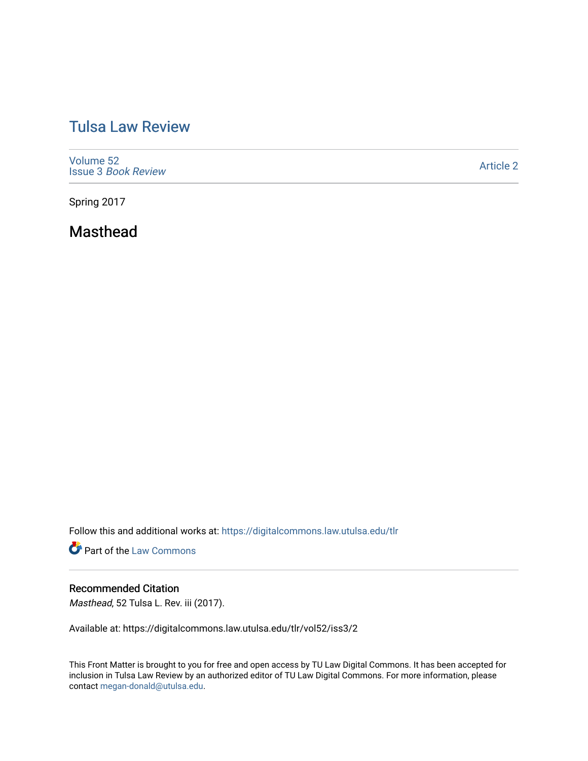# Tulsa Law Review

Volume 52
Issue 3 *Book Review*

Article 2

Spring 2017

## Masthead

Follow this and additional works at: https://digitalcommons.law.utulsa.edu/tlr

Part of the Law Commons

### Recommended Citation

*Masthead*, 52 Tulsa L. Rev. iii (2017).

Available at: https://digitalcommons.law.utulsa.edu/tlr/vol52/iss3/2

This Front Matter is brought to you for free and open access by TU Law Digital Commons. It has been accepted for inclusion in Tulsa Law Review by an authorized editor of TU Law Digital Commons. For more information, please contact megan-donald@utulsa.edu.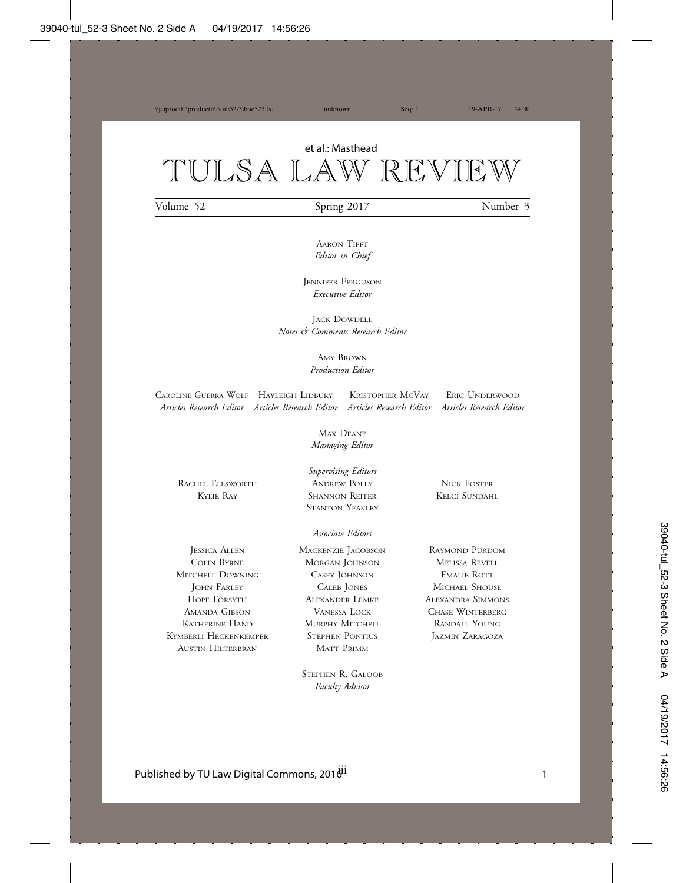# TULSA LAW REVIEW

Volume 52 Spring 2017 Number 3

AARON TIFFT
*Editor in Chief*

JENNIFER FERGUSON
*Executive Editor*

JACK DOWDELL
*Notes & Comments Research Editor*

AMY BROWN
*Production Editor*

CAROLINE GUERRA WOLF
*Articles Research Editor*

HAYLEIGH LIDBURY
*Articles Research Editor*

KRISTOPHER MCVAY
*Articles Research Editor*

ERIC UNDERWOOD
*Articles Research Editor*

MAX DEANE
*Managing Editor*

*Supervising Editors*

RACHEL ELLSWORTH
KYLIE RAY
ANDREW POLLY
SHANNON REITER
STANTON YEAKLEY
NICK FOSTER
KELCI SUNDAHL

*Associate Editors*

JESSICA ALLEN
COLIN BYRNE
MITCHELL DOWNING
JOHN FARLEY
HOPE FORSYTH
AMANDA GIBSON
KATHERINE HAND
KYMBERLI HECKENKEMPER
AUSTIN HILTERBRAN
MACKENZIE JACOBSON
MORGAN JOHNSON
CASEY JOHNSON
CALEB JONES
ALEXANDER LEMKE
VANESSA LOCK
MURPHY MITCHELL
STEPHEN PONTIUS
MATT PRIMM
RAYMOND PURDOM
MELISSA REVELL
EMALIE ROTT
MICHAEL SHOUSE
ALEXANDRA SIMMONS
CHASE WINTERBERG
RANDALL YOUNG
JAZMIN ZARAGOZA

STEPHEN R. GALOOB
*Faculty Advisor*